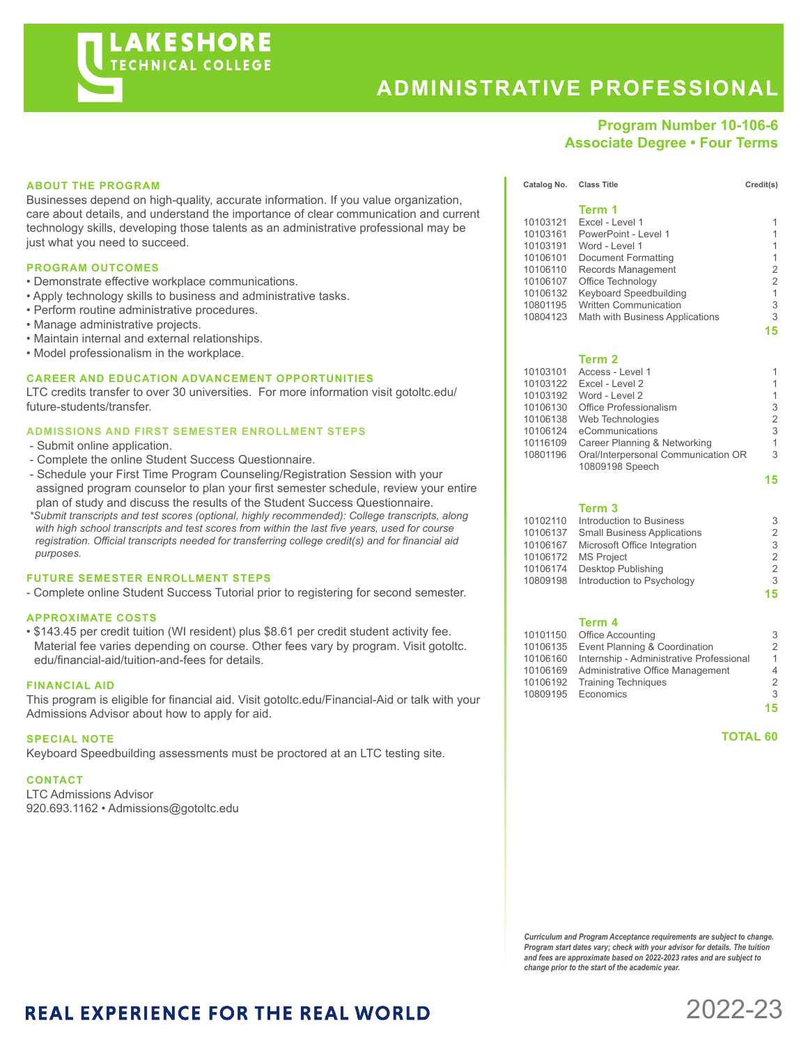# LAKESHORE TECHNICAL COLLEGE

# ADMINISTRATIVE PROFESSIONAL

**Program Number 10-106-6**
**Associate Degree • Four Terms**

## ABOUT THE PROGRAM

Businesses depend on high-quality, accurate information. If you value organization, care about details, and understand the importance of clear communication and current technology skills, developing those talents as an administrative professional may be just what you need to succeed.

## PROGRAM OUTCOMES

- Demonstrate effective workplace communications.
- Apply technology skills to business and administrative tasks.
- Perform routine administrative procedures.
- Manage administrative projects.
- Maintain internal and external relationships.
- Model professionalism in the workplace.

## CAREER AND EDUCATION ADVANCEMENT OPPORTUNITIES

LTC credits transfer to over 30 universities. For more information visit gotoltc.edu/future-students/transfer.

## ADMISSIONS AND FIRST SEMESTER ENROLLMENT STEPS

- Submit online application.
- Complete the online Student Success Questionnaire.
- Schedule your First Time Program Counseling/Registration Session with your assigned program counselor to plan your first semester schedule, review your entire plan of study and discuss the results of the Student Success Questionnaire.

*\*Submit transcripts and test scores (optional, highly recommended): College transcripts, along with high school transcripts and test scores from within the last five years, used for course registration. Official transcripts needed for transferring college credit(s) and for financial aid purposes.*

## FUTURE SEMESTER ENROLLMENT STEPS

- Complete online Student Success Tutorial prior to registering for second semester.

## APPROXIMATE COSTS

- $143.45 per credit tuition (WI resident) plus $8.61 per credit student activity fee. Material fee varies depending on course. Other fees vary by program. Visit gotoltc.edu/financial-aid/tuition-and-fees for details.

## FINANCIAL AID

This program is eligible for financial aid. Visit gotoltc.edu/Financial-Aid or talk with your Admissions Advisor about how to apply for aid.

## SPECIAL NOTE

Keyboard Speedbuilding assessments must be proctored at an LTC testing site.

## CONTACT

LTC Admissions Advisor
920.693.1162 • Admissions@gotoltc.edu

| Catalog No. | Class Title | Credit(s) |
|---|---|---|
| | **Term 1** | |
| 10103121 | Excel - Level 1 | 1 |
| 10103161 | PowerPoint - Level 1 | 1 |
| 10103191 | Word - Level 1 | 1 |
| 10106101 | Document Formatting | 1 |
| 10106110 | Records Management | 2 |
| 10106107 | Office Technology | 2 |
| 10106132 | Keyboard Speedbuilding | 1 |
| 10801195 | Written Communication | 3 |
| 10804123 | Math with Business Applications | 3 |
| | | **15** |
| | **Term 2** | |
| 10103101 | Access - Level 1 | 1 |
| 10103122 | Excel - Level 2 | 1 |
| 10103192 | Word - Level 2 | 1 |
| 10106130 | Office Professionalism | 3 |
| 10106138 | Web Technologies | 2 |
| 10106124 | eCommunications | 3 |
| 10116109 | Career Planning & Networking | 1 |
| 10801196 | Oral/Interpersonal Communication OR 10809198 Speech | 3 |
| | | **15** |
| | **Term 3** | |
| 10102110 | Introduction to Business | 3 |
| 10106137 | Small Business Applications | 2 |
| 10106167 | Microsoft Office Integration | 3 |
| 10106172 | MS Project | 2 |
| 10106174 | Desktop Publishing | 2 |
| 10809198 | Introduction to Psychology | 3 |
| | | **15** |
| | **Term 4** | |
| 10101150 | Office Accounting | 3 |
| 10106135 | Event Planning & Coordination | 2 |
| 10106160 | Internship - Administrative Professional | 1 |
| 10106169 | Administrative Office Management | 4 |
| 10106192 | Training Techniques | 2 |
| 10809195 | Economics | 3 |
| | | **15** |
| | **TOTAL** | **60** |

***Curriculum and Program Acceptance requirements are subject to change. Program start dates vary; check with your advisor for details. The tuition and fees are approximate based on 2022-2023 rates and are subject to change prior to the start of the academic year.***

**REAL EXPERIENCE FOR THE REAL WORLD**

2022-23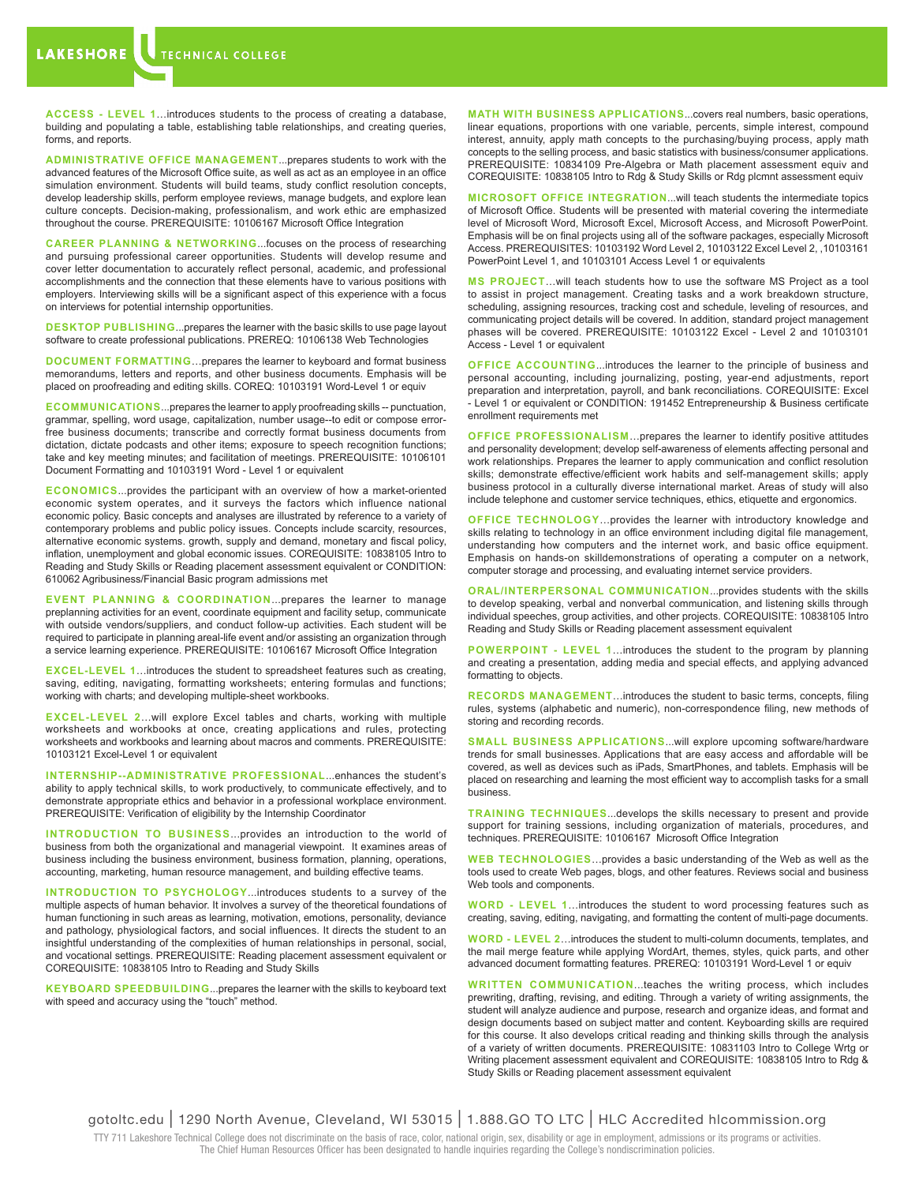**LAKESHORE TECHNICAL COLLEGE**

**ACCESS - LEVEL 1**…introduces students to the process of creating a database, building and populating a table, establishing table relationships, and creating queries, forms, and reports.

**ADMINISTRATIVE OFFICE MANAGEMENT**...prepares students to work with the advanced features of the Microsoft Office suite, as well as act as an employee in an office simulation environment. Students will build teams, study conflict resolution concepts, develop leadership skills, perform employee reviews, manage budgets, and explore lean culture concepts. Decision-making, professionalism, and work ethic are emphasized throughout the course. PREREQUISITE: 10106167 Microsoft Office Integration

**CAREER PLANNING & NETWORKING**...focuses on the process of researching and pursuing professional career opportunities. Students will develop resume and cover letter documentation to accurately reflect personal, academic, and professional accomplishments and the connection that these elements have to various positions with employers. Interviewing skills will be a significant aspect of this experience with a focus on interviews for potential internship opportunities.

**DESKTOP PUBLISHING**...prepares the learner with the basic skills to use page layout software to create professional publications. PREREQ: 10106138 Web Technologies

**DOCUMENT FORMATTING**…prepares the learner to keyboard and format business memorandums, letters and reports, and other business documents. Emphasis will be placed on proofreading and editing skills. COREQ: 10103191 Word-Level 1 or equiv

**ECOMMUNICATIONS**...prepares the learner to apply proofreading skills -- punctuation, grammar, spelling, word usage, capitalization, number usage--to edit or compose error-free business documents; transcribe and correctly format business documents from dictation, dictate podcasts and other items; exposure to speech recognition functions; take and key meeting minutes; and facilitation of meetings. PREREQUISITE: 10106101 Document Formatting and 10103191 Word - Level 1 or equivalent

**ECONOMICS**...provides the participant with an overview of how a market-oriented economic system operates, and it surveys the factors which influence national economic policy. Basic concepts and analyses are illustrated by reference to a variety of contemporary problems and public policy issues. Concepts include scarcity, resources, alternative economic systems. growth, supply and demand, monetary and fiscal policy, inflation, unemployment and global economic issues. COREQUISITE: 10838105 Intro to Reading and Study Skills or Reading placement assessment equivalent or CONDITION: 610062 Agribusiness/Financial Basic program admissions met

**EVENT PLANNING & COORDINATION**...prepares the learner to manage preplanning activities for an event, coordinate equipment and facility setup, communicate with outside vendors/suppliers, and conduct follow-up activities. Each student will be required to participate in planning areal-life event and/or assisting an organization through a service learning experience. PREREQUISITE: 10106167 Microsoft Office Integration

**EXCEL-LEVEL 1**…introduces the student to spreadsheet features such as creating, saving, editing, navigating, formatting worksheets; entering formulas and functions; working with charts; and developing multiple-sheet workbooks.

**EXCEL-LEVEL 2**…will explore Excel tables and charts, working with multiple worksheets and workbooks at once, creating applications and rules, protecting worksheets and workbooks and learning about macros and comments. PREREQUISITE: 10103121 Excel-Level 1 or equivalent

**INTERNSHIP--ADMINISTRATIVE PROFESSIONAL**...enhances the student's ability to apply technical skills, to work productively, to communicate effectively, and to demonstrate appropriate ethics and behavior in a professional workplace environment. PREREQUISITE: Verification of eligibility by the Internship Coordinator

**INTRODUCTION TO BUSINESS**...provides an introduction to the world of business from both the organizational and managerial viewpoint. It examines areas of business including the business environment, business formation, planning, operations, accounting, marketing, human resource management, and building effective teams.

**INTRODUCTION TO PSYCHOLOGY**...introduces students to a survey of the multiple aspects of human behavior. It involves a survey of the theoretical foundations of human functioning in such areas as learning, motivation, emotions, personality, deviance and pathology, physiological factors, and social influences. It directs the student to an insightful understanding of the complexities of human relationships in personal, social, and vocational settings. PREREQUISITE: Reading placement assessment equivalent or COREQUISITE: 10838105 Intro to Reading and Study Skills

**KEYBOARD SPEEDBUILDING**...prepares the learner with the skills to keyboard text with speed and accuracy using the "touch" method.

**MATH WITH BUSINESS APPLICATIONS**...covers real numbers, basic operations, linear equations, proportions with one variable, percents, simple interest, compound interest, annuity, apply math concepts to the purchasing/buying process, apply math concepts to the selling process, and basic statistics with business/consumer applications. PREREQUISITE: 10834109 Pre-Algebra or Math placement assessment equiv and COREQUISITE: 10838105 Intro to Rdg & Study Skills or Rdg plcmnt assessment equiv

**MICROSOFT OFFICE INTEGRATION**...will teach students the intermediate topics of Microsoft Office. Students will be presented with material covering the intermediate level of Microsoft Word, Microsoft Excel, Microsoft Access, and Microsoft PowerPoint. Emphasis will be on final projects using all of the software packages, especially Microsoft Access. PREREQUISITES: 10103192 Word Level 2, 10103122 Excel Level 2, ,10103161 PowerPoint Level 1, and 10103101 Access Level 1 or equivalents

**MS PROJECT**…will teach students how to use the software MS Project as a tool to assist in project management. Creating tasks and a work breakdown structure, scheduling, assigning resources, tracking cost and schedule, leveling of resources, and communicating project details will be covered. In addition, standard project management phases will be covered. PREREQUISITE: 10103122 Excel - Level 2 and 10103101 Access - Level 1 or equivalent

**OFFICE ACCOUNTING**...introduces the learner to the principle of business and personal accounting, including journalizing, posting, year-end adjustments, report preparation and interpretation, payroll, and bank reconciliations. COREQUISITE: Excel - Level 1 or equivalent or CONDITION: 191452 Entrepreneurship & Business certificate enrollment requirements met

**OFFICE PROFESSIONALISM**…prepares the learner to identify positive attitudes and personality development; develop self-awareness of elements affecting personal and work relationships. Prepares the learner to apply communication and conflict resolution skills; demonstrate effective/efficient work habits and self-management skills; apply business protocol in a culturally diverse international market. Areas of study will also include telephone and customer service techniques, ethics, etiquette and ergonomics.

**OFFICE TECHNOLOGY**…provides the learner with introductory knowledge and skills relating to technology in an office environment including digital file management, understanding how computers and the internet work, and basic office equipment. Emphasis on hands-on skilldemonstrations of operating a computer on a network, computer storage and processing, and evaluating internet service providers.

**ORAL/INTERPERSONAL COMMUNICATION**...provides students with the skills to develop speaking, verbal and nonverbal communication, and listening skills through individual speeches, group activities, and other projects. COREQUISITE: 10838105 Intro Reading and Study Skills or Reading placement assessment equivalent

**POWERPOINT - LEVEL 1**…introduces the student to the program by planning and creating a presentation, adding media and special effects, and applying advanced formatting to objects.

**RECORDS MANAGEMENT**…introduces the student to basic terms, concepts, filing rules, systems (alphabetic and numeric), non-correspondence filing, new methods of storing and recording records.

**SMALL BUSINESS APPLICATIONS**...will explore upcoming software/hardware trends for small businesses. Applications that are easy access and affordable will be covered, as well as devices such as iPads, SmartPhones, and tablets. Emphasis will be placed on researching and learning the most efficient way to accomplish tasks for a small business.

**TRAINING TECHNIQUES**...develops the skills necessary to present and provide support for training sessions, including organization of materials, procedures, and techniques. PREREQUISITE: 10106167 Microsoft Office Integration

**WEB TECHNOLOGIES**…provides a basic understanding of the Web as well as the tools used to create Web pages, blogs, and other features. Reviews social and business Web tools and components.

**WORD - LEVEL 1**…introduces the student to word processing features such as creating, saving, editing, navigating, and formatting the content of multi-page documents.

**WORD - LEVEL 2**…introduces the student to multi-column documents, templates, and the mail merge feature while applying WordArt, themes, styles, quick parts, and other advanced document formatting features. PREREQ: 10103191 Word-Level 1 or equiv

**WRITTEN COMMUNICATION**...teaches the writing process, which includes prewriting, drafting, revising, and editing. Through a variety of writing assignments, the student will analyze audience and purpose, research and organize ideas, and format and design documents based on subject matter and content. Keyboarding skills are required for this course. It also develops critical reading and thinking skills through the analysis of a variety of written documents. PREREQUISITE: 10831103 Intro to College Wrtg or Writing placement assessment equivalent and COREQUISITE: 10838105 Intro to Rdg & Study Skills or Reading placement assessment equivalent

gotoltc.edu | 1290 North Avenue, Cleveland, WI 53015 | 1.888.GO TO LTC | HLC Accredited hlcommission.org

TTY 711 Lakeshore Technical College does not discriminate on the basis of race, color, national origin, sex, disability or age in employment, admissions or its programs or activities. The Chief Human Resources Officer has been designated to handle inquiries regarding the College's nondiscrimination policies.